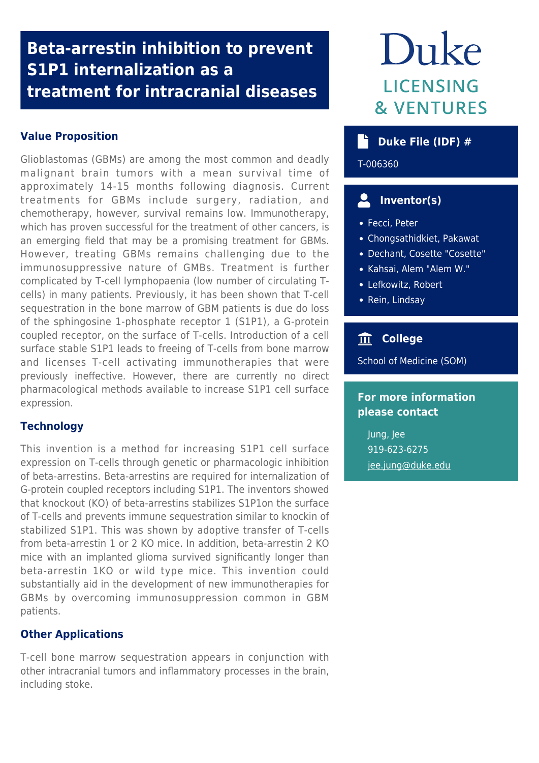# Beta-arrestin inhibition to prevent S1P1 internalization as a treatment for intracranial diseases

Duke LICENSING & VENTURES

## Value Proposition

Glioblastomas (GBMs) are among the most common and deadly malignant brain tumors with a mean survival time of approximately 14-15 months following diagnosis. Current treatments for GBMs include surgery, radiation, and chemotherapy, however, survival remains low. Immunotherapy, which has proven successful for the treatment of other cancers, is an emerging field that may be a promising treatment for GBMs. However, treating GBMs remains challenging due to the immunosuppressive nature of GMBs. Treatment is further complicated by T-cell lymphopaenia (low number of circulating T-cells) in many patients. Previously, it has been shown that T-cell sequestration in the bone marrow of GBM patients is due do loss of the sphingosine 1-phosphate receptor 1 (S1P1), a G-protein coupled receptor, on the surface of T-cells. Introduction of a cell surface stable S1P1 leads to freeing of T-cells from bone marrow and licenses T-cell activating immunotherapies that were previously ineffective. However, there are currently no direct pharmacological methods available to increase S1P1 cell surface expression.

## Technology

This invention is a method for increasing S1P1 cell surface expression on T-cells through genetic or pharmacologic inhibition of beta-arrestins. Beta-arrestins are required for internalization of G-protein coupled receptors including S1P1. The inventors showed that knockout (KO) of beta-arrestins stabilizes S1P1on the surface of T-cells and prevents immune sequestration similar to knockin of stabilized S1P1. This was shown by adoptive transfer of T-cells from beta-arrestin 1 or 2 KO mice. In addition, beta-arrestin 2 KO mice with an implanted glioma survived significantly longer than beta-arrestin 1KO or wild type mice. This invention could substantially aid in the development of new immunotherapies for GBMs by overcoming immunosuppression common in GBM patients.

## Other Applications

T-cell bone marrow sequestration appears in conjunction with other intracranial tumors and inflammatory processes in the brain, including stoke.

## Duke File (IDF) #

T-006360

## Inventor(s)

- Fecci, Peter
- Chongsathidkiet, Pakawat
- Dechant, Cosette "Cosette"
- Kahsai, Alem "Alem W."
- Lefkowitz, Robert
- Rein, Lindsay

## College

School of Medicine (SOM)

## For more information please contact

Jung, Jee
919-623-6275
jee.jung@duke.edu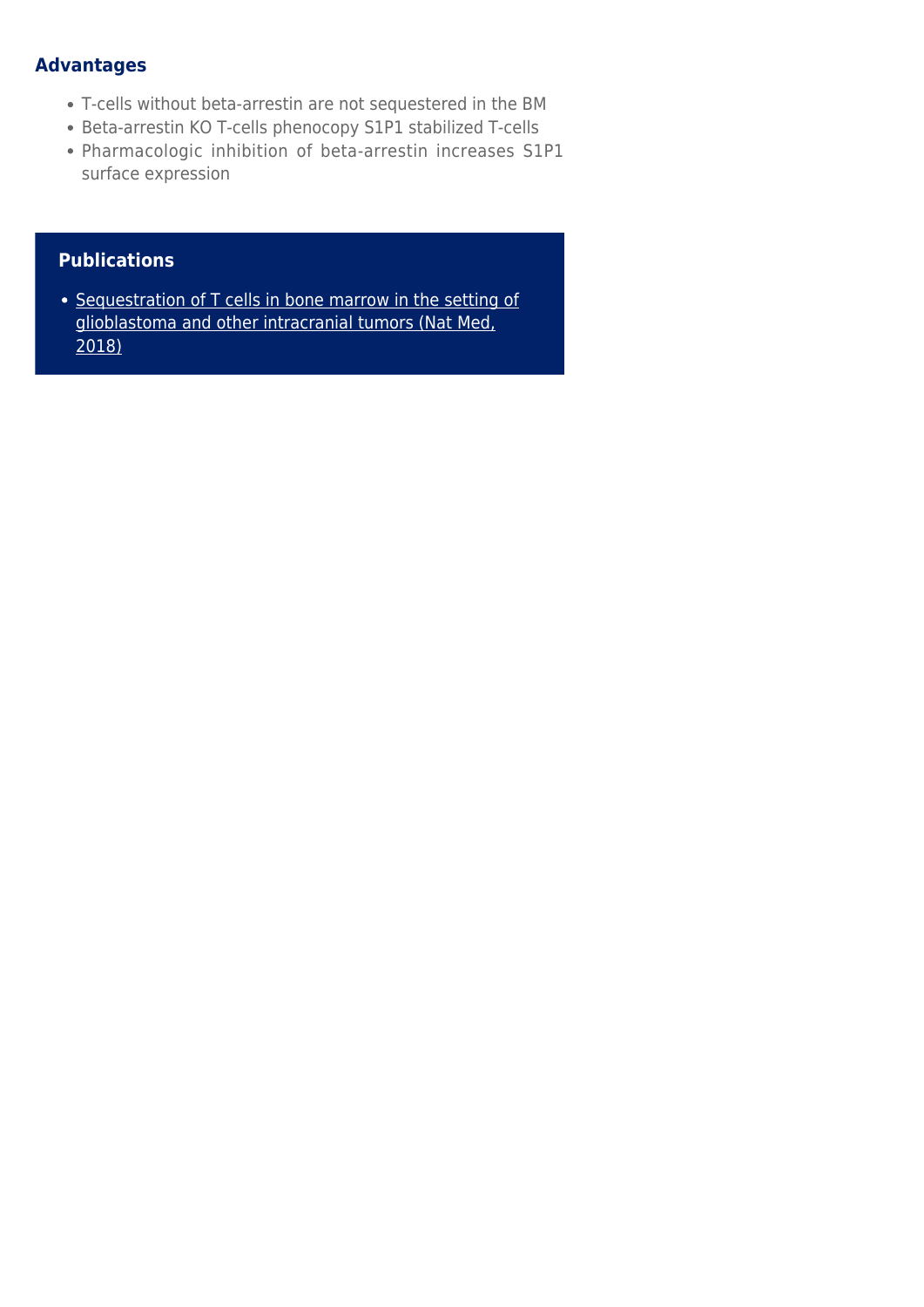## Advantages

- T-cells without beta-arrestin are not sequestered in the BM
- Beta-arrestin KO T-cells phenocopy S1P1 stabilized T-cells
- Pharmacologic inhibition of beta-arrestin increases S1P1 surface expression

## Publications

- Sequestration of T cells in bone marrow in the setting of glioblastoma and other intracranial tumors (Nat Med, 2018)